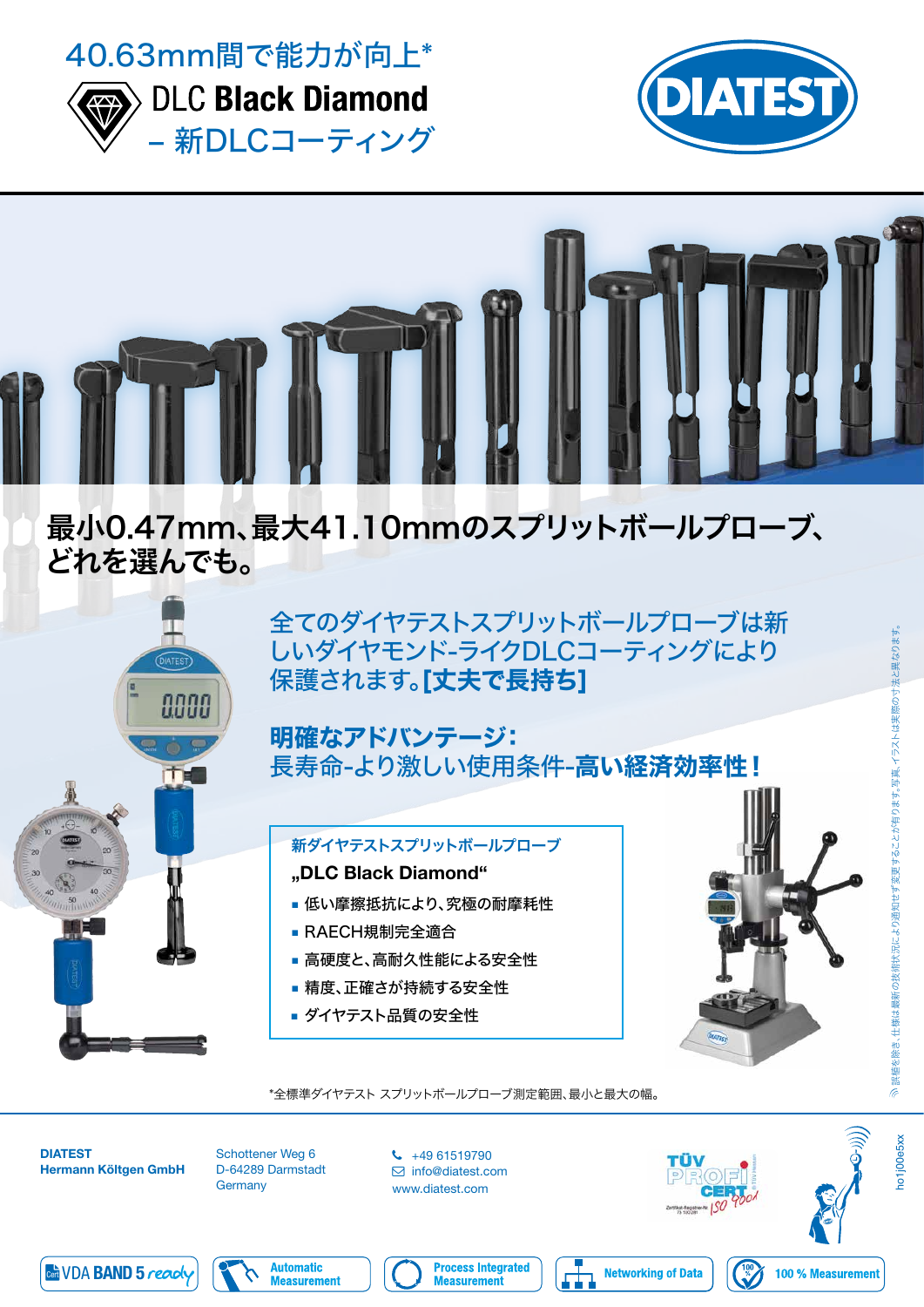# 40.63mm間で能力が向上*

## DLC **Black Diamond**

## – 新DLCコーティング

DIATEST

## 最小0.47mm、最大41.10mmのスプリットボールプローブ、どれを選んでも。

全てのダイヤテストスプリットボールプローブは新しいダイヤモンド-ライクDLCコーティングにより保護されます。**[丈夫で長持ち]**

**明確なアドバンテージ：**
長寿命-より激しい使用条件-**高い経済効率性！**

新ダイヤテストスプリットボールプローブ
**„DLC Black Diamond“**

- 低い摩擦抵抗により、究極の耐摩耗性
- RAECH規制完全適合
- 高硬度と、高耐久性能による安全性
- 精度、正確さが持続する安全性
- ダイヤテスト品質の安全性

*全標準ダイヤテスト スプリットボールプローブ測定範囲、最小と最大の幅。

誤植を除き、仕様は最新の技術状況により通知せず変更することが有ります。写真、イラストは実際の寸法と異なります。

**DIATEST**
**Hermann Költgen GmbH**

Schottener Weg 6
D-64289 Darmstadt
Germany

+49 61519790
info@diatest.com
www.diatest.com

TÜV PROFi CERT ISO 9001

ho1j00e5xx

VDA BAND 5 ready | Automatic Measurement | Process Integrated Measurement | Networking of Data | 100 % Measurement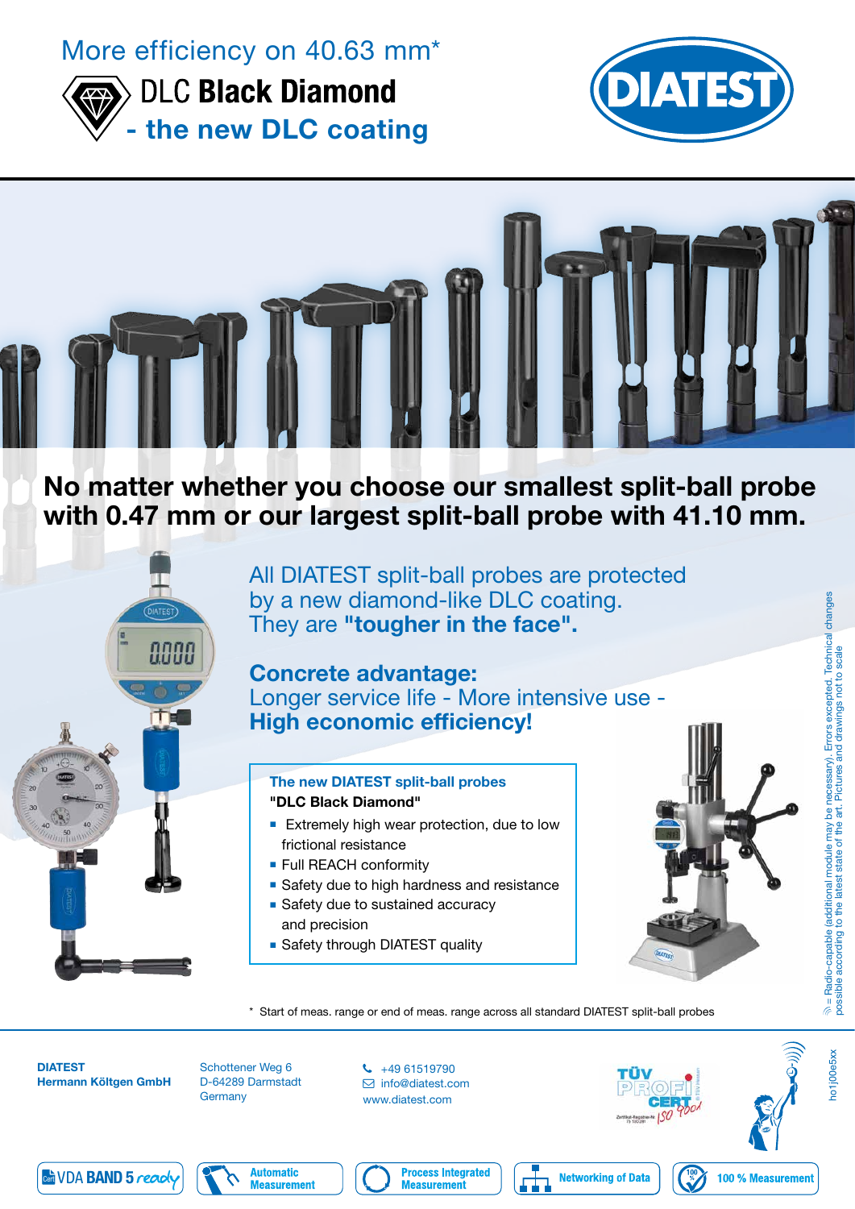More efficiency on 40.63 mm*

# DLC Black Diamond
## - the new DLC coating

DIATEST

## No matter whether you choose our smallest split-ball probe with 0.47 mm or our largest split-ball probe with 41.10 mm.

All DIATEST split-ball probes are protected by a new diamond-like DLC coating. They are **"tougher in the face".**

**Concrete advantage:**
Longer service life - More intensive use -
**High economic efficiency!**

**The new DIATEST split-ball probes**
**"DLC Black Diamond"**

- Extremely high wear protection, due to low frictional resistance
- Full REACH conformity
- Safety due to high hardness and resistance
- Safety due to sustained accuracy and precision
- Safety through DIATEST quality

* Start of meas. range or end of meas. range across all standard DIATEST split-ball probes

= Radio-capable (additional module may be necessary). Errors excepted. Technical changes possible according to the latest state of the art. Pictures and drawings not to scale

**DIATEST**
**Hermann Költgen GmbH**

Schottener Weg 6
D-64289 Darmstadt
Germany

+49 61519790
info@diatest.com
www.diatest.com

ho1j00e5xx

VDA BAND 5 ready | Automatic Measurement | Process Integrated Measurement | Networking of Data | 100 % Measurement